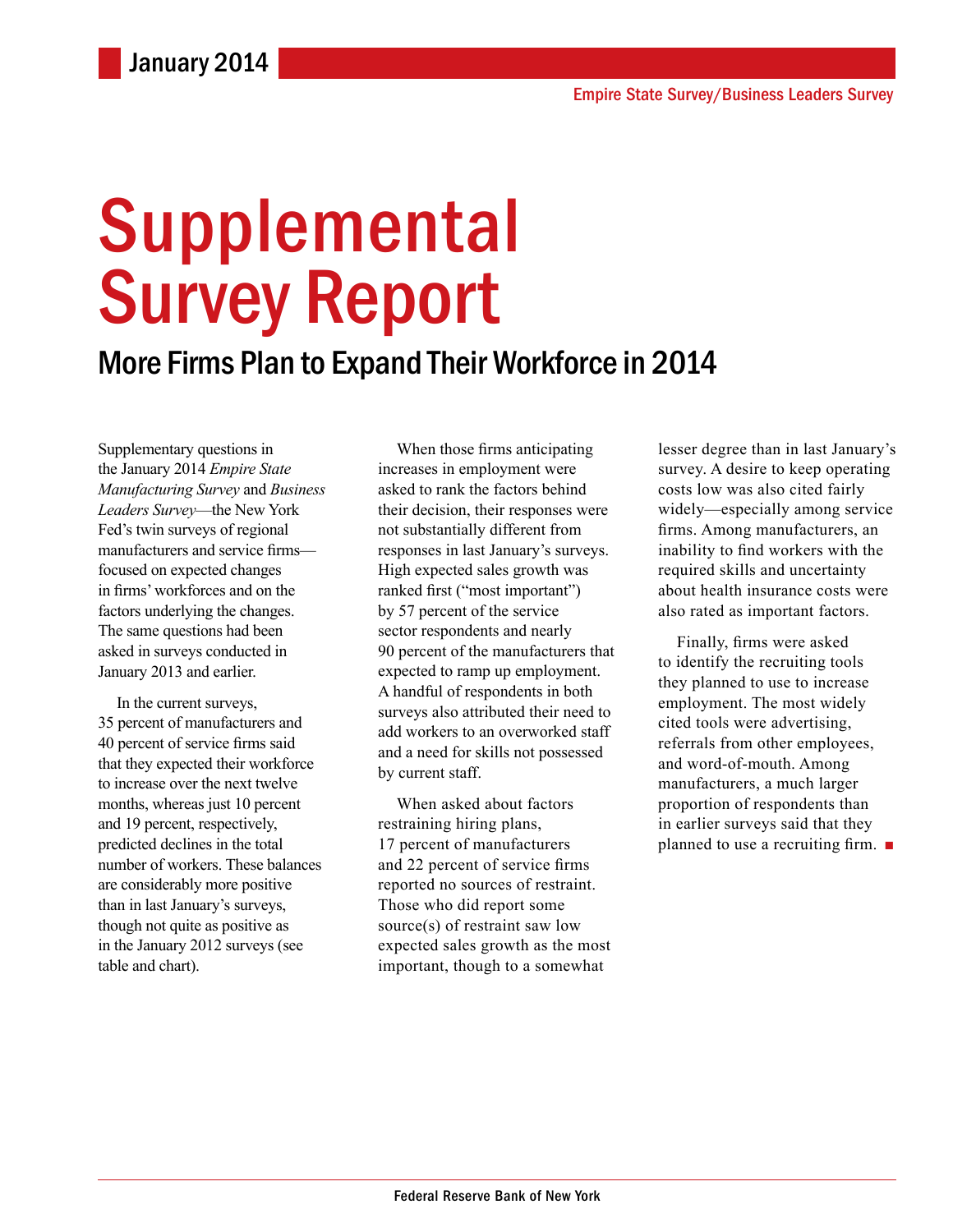January 2014

Empire State Survey/Business Leaders Survey

# Supplemental Survey Report

## More Firms Plan to Expand Their Workforce in 2014

Supplementary questions in the January 2014 *Empire State Manufacturing Survey* and *Business Leaders Survey*—the New York Fed's twin surveys of regional manufacturers and service firms—focused on expected changes in firms' workforces and on the factors underlying the changes. The same questions had been asked in surveys conducted in January 2013 and earlier.

In the current surveys, 35 percent of manufacturers and 40 percent of service firms said that they expected their workforce to increase over the next twelve months, whereas just 10 percent and 19 percent, respectively, predicted declines in the total number of workers. These balances are considerably more positive than in last January's surveys, though not quite as positive as in the January 2012 surveys (see table and chart).

When those firms anticipating increases in employment were asked to rank the factors behind their decision, their responses were not substantially different from responses in last January's surveys. High expected sales growth was ranked first ("most important") by 57 percent of the service sector respondents and nearly 90 percent of the manufacturers that expected to ramp up employment. A handful of respondents in both surveys also attributed their need to add workers to an overworked staff and a need for skills not possessed by current staff.

When asked about factors restraining hiring plans, 17 percent of manufacturers and 22 percent of service firms reported no sources of restraint. Those who did report some source(s) of restraint saw low expected sales growth as the most important, though to a somewhat lesser degree than in last January's survey. A desire to keep operating costs low was also cited fairly widely—especially among service firms. Among manufacturers, an inability to find workers with the required skills and uncertainty about health insurance costs were also rated as important factors.

Finally, firms were asked to identify the recruiting tools they planned to use to increase employment. The most widely cited tools were advertising, referrals from other employees, and word-of-mouth. Among manufacturers, a much larger proportion of respondents than in earlier surveys said that they planned to use a recruiting firm. ■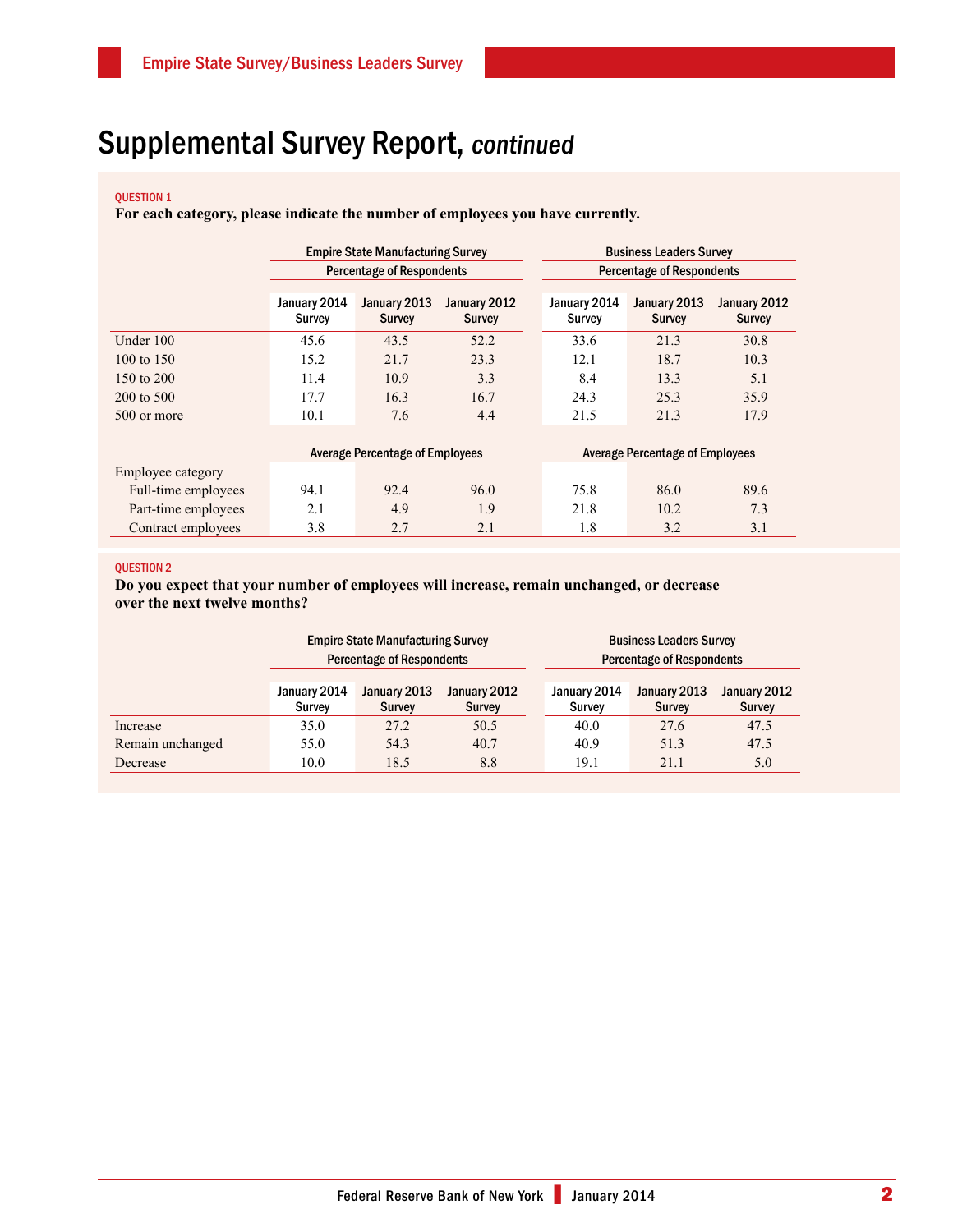# Supplemental Survey Report, *continued*

QUESTION 1

**For each category, please indicate the number of employees you have currently.**

| | Empire State Manufacturing Survey Percentage of Respondents | | | Business Leaders Survey Percentage of Respondents | | |
|---|---|---|---|---|---|---|
| | January 2014 Survey | January 2013 Survey | January 2012 Survey | January 2014 Survey | January 2013 Survey | January 2012 Survey |
| Under 100 | 45.6 | 43.5 | 52.2 | 33.6 | 21.3 | 30.8 |
| 100 to 150 | 15.2 | 21.7 | 23.3 | 12.1 | 18.7 | 10.3 |
| 150 to 200 | 11.4 | 10.9 | 3.3 | 8.4 | 13.3 | 5.1 |
| 200 to 500 | 17.7 | 16.3 | 16.7 | 24.3 | 25.3 | 35.9 |
| 500 or more | 10.1 | 7.6 | 4.4 | 21.5 | 21.3 | 17.9 |
| | Average Percentage of Employees | | | Average Percentage of Employees | | |
| Employee category | | | | | | |
| Full-time employees | 94.1 | 92.4 | 96.0 | 75.8 | 86.0 | 89.6 |
| Part-time employees | 2.1 | 4.9 | 1.9 | 21.8 | 10.2 | 7.3 |
| Contract employees | 3.8 | 2.7 | 2.1 | 1.8 | 3.2 | 3.1 |

QUESTION 2

**Do you expect that your number of employees will increase, remain unchanged, or decrease over the next twelve months?**

| | Empire State Manufacturing Survey Percentage of Respondents | | | Business Leaders Survey Percentage of Respondents | | |
|---|---|---|---|---|---|---|
| | January 2014 Survey | January 2013 Survey | January 2012 Survey | January 2014 Survey | January 2013 Survey | January 2012 Survey |
| Increase | 35.0 | 27.2 | 50.5 | 40.0 | 27.6 | 47.5 |
| Remain unchanged | 55.0 | 54.3 | 40.7 | 40.9 | 51.3 | 47.5 |
| Decrease | 10.0 | 18.5 | 8.8 | 19.1 | 21.1 | 5.0 |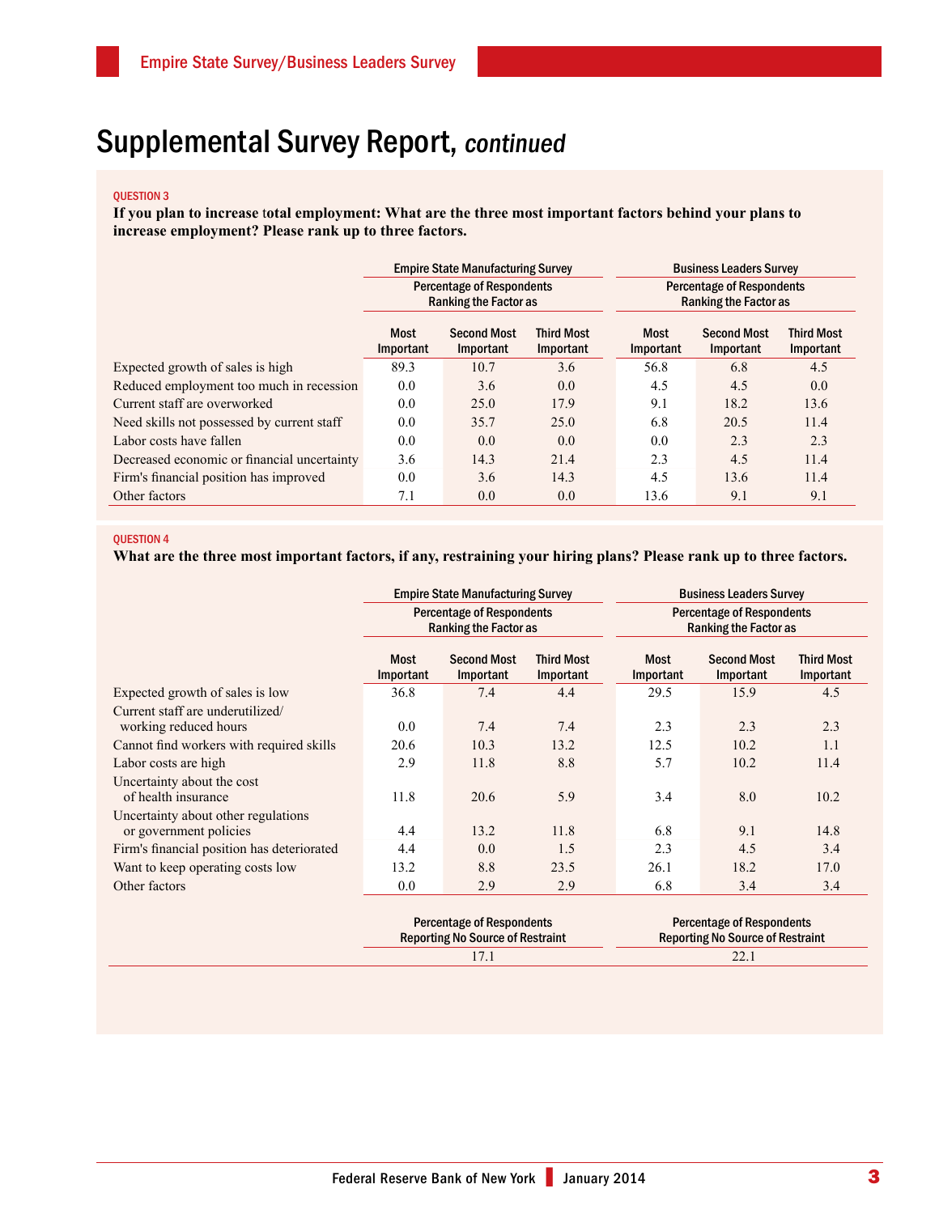# Supplemental Survey Report, *continued*

QUESTION 3

**If you plan to increase total employment: What are the three most important factors behind your plans to increase employment? Please rank up to three factors.**

| | Empire State Manufacturing Survey — Percentage of Respondents Ranking the Factor as | | | Business Leaders Survey — Percentage of Respondents Ranking the Factor as | | |
|---|---|---|---|---|---|---|
| | Most Important | Second Most Important | Third Most Important | Most Important | Second Most Important | Third Most Important |
| Expected growth of sales is high | 89.3 | 10.7 | 3.6 | 56.8 | 6.8 | 4.5 |
| Reduced employment too much in recession | 0.0 | 3.6 | 0.0 | 4.5 | 4.5 | 0.0 |
| Current staff are overworked | 0.0 | 25.0 | 17.9 | 9.1 | 18.2 | 13.6 |
| Need skills not possessed by current staff | 0.0 | 35.7 | 25.0 | 6.8 | 20.5 | 11.4 |
| Labor costs have fallen | 0.0 | 0.0 | 0.0 | 0.0 | 2.3 | 2.3 |
| Decreased economic or financial uncertainty | 3.6 | 14.3 | 21.4 | 2.3 | 4.5 | 11.4 |
| Firm's financial position has improved | 0.0 | 3.6 | 14.3 | 4.5 | 13.6 | 11.4 |
| Other factors | 7.1 | 0.0 | 0.0 | 13.6 | 9.1 | 9.1 |

QUESTION 4

**What are the three most important factors, if any, restraining your hiring plans? Please rank up to three factors.**

| | Empire State Manufacturing Survey — Percentage of Respondents Ranking the Factor as | | | Business Leaders Survey — Percentage of Respondents Ranking the Factor as | | |
|---|---|---|---|---|---|---|
| | Most Important | Second Most Important | Third Most Important | Most Important | Second Most Important | Third Most Important |
| Expected growth of sales is low | 36.8 | 7.4 | 4.4 | 29.5 | 15.9 | 4.5 |
| Current staff are underutilized/ working reduced hours | 0.0 | 7.4 | 7.4 | 2.3 | 2.3 | 2.3 |
| Cannot find workers with required skills | 20.6 | 10.3 | 13.2 | 12.5 | 10.2 | 1.1 |
| Labor costs are high | 2.9 | 11.8 | 8.8 | 5.7 | 10.2 | 11.4 |
| Uncertainty about the cost of health insurance | 11.8 | 20.6 | 5.9 | 3.4 | 8.0 | 10.2 |
| Uncertainty about other regulations or government policies | 4.4 | 13.2 | 11.8 | 6.8 | 9.1 | 14.8 |
| Firm's financial position has deteriorated | 4.4 | 0.0 | 1.5 | 2.3 | 4.5 | 3.4 |
| Want to keep operating costs low | 13.2 | 8.8 | 23.5 | 26.1 | 18.2 | 17.0 |
| Other factors | 0.0 | 2.9 | 2.9 | 6.8 | 3.4 | 3.4 |

| | Empire State Manufacturing Survey — Percentage of Respondents Reporting No Source of Restraint | Business Leaders Survey — Percentage of Respondents Reporting No Source of Restraint |
|---|---|---|
| | 17.1 | 22.1 |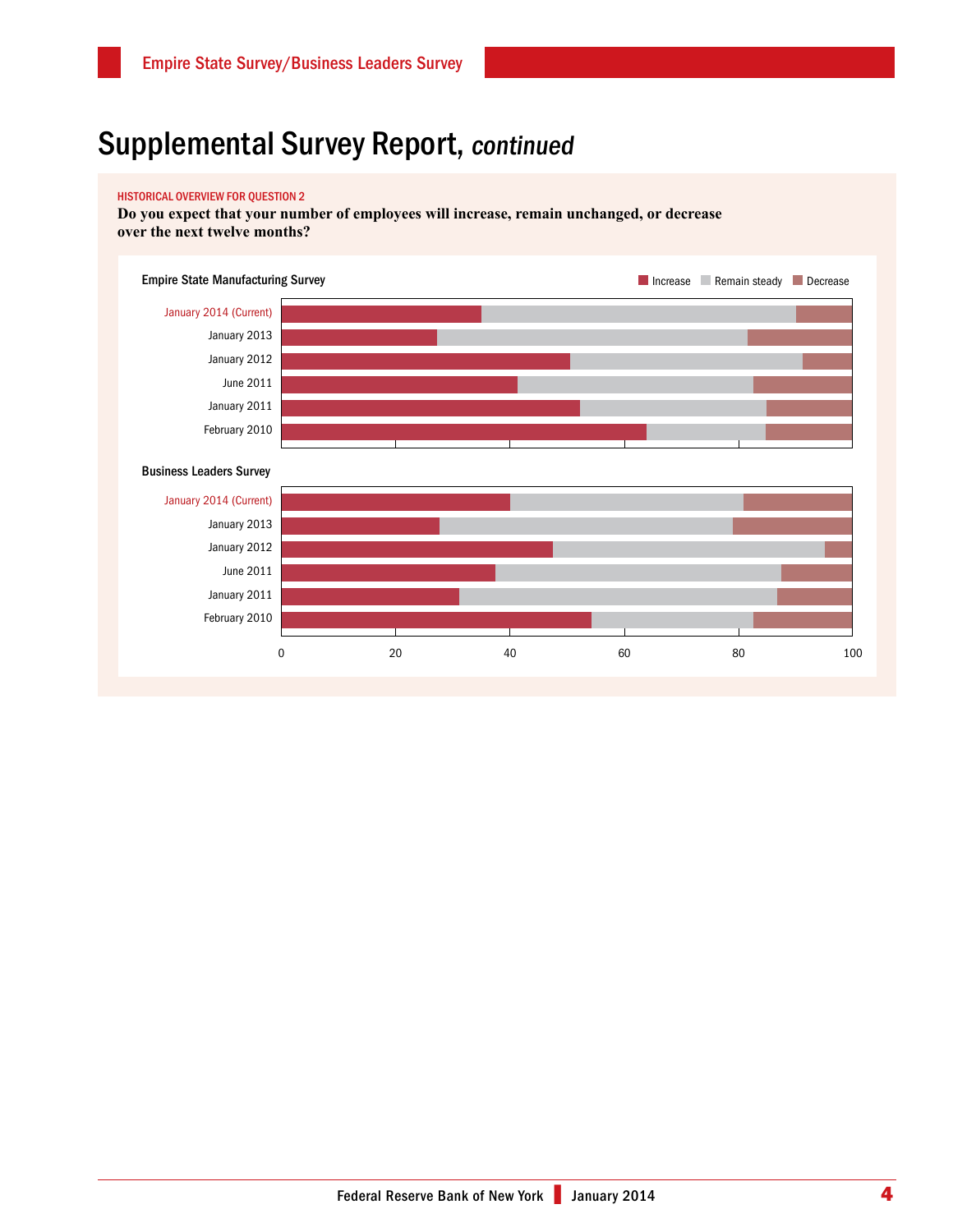# Supplemental Survey Report, *continued*

HISTORICAL OVERVIEW FOR QUESTION 2

**Do you expect that your number of employees will increase, remain unchanged, or decrease over the next twelve months?**

Empire State Manufacturing Survey

Increase
Remain steady
Decrease

January 2014 (Current)
January 2013
January 2012
June 2011
January 2011
February 2010

Business Leaders Survey

January 2014 (Current)
January 2013
January 2012
June 2011
January 2011
February 2010

0
20
40
60
80
100